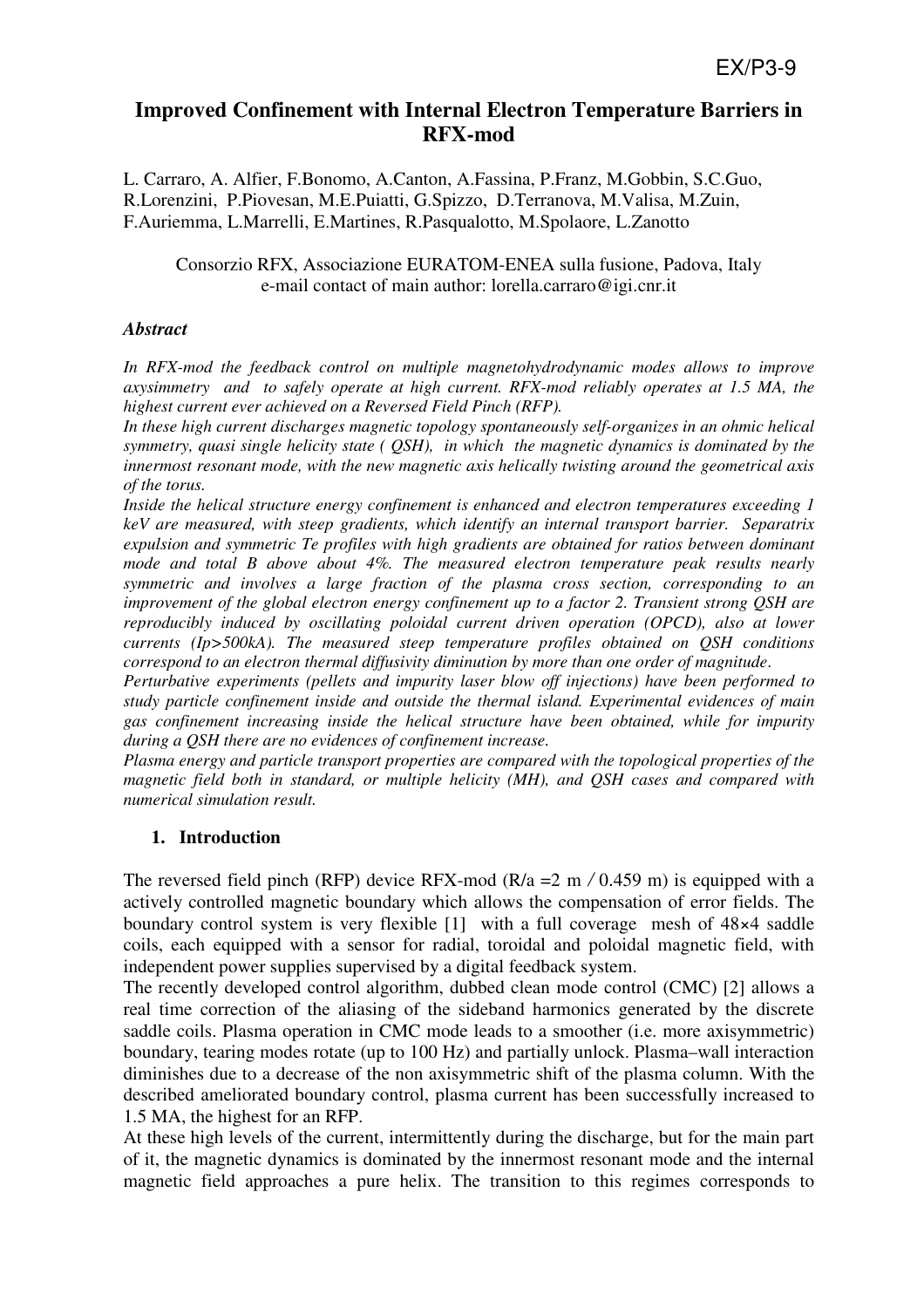EX/P3-9

# Improved Confinement with Internal Electron Temperature Barriers in RFX-mod

L. Carraro, A. Alfier, F.Bonomo, A.Canton, A.Fassina, P.Franz, M.Gobbin, S.C.Guo, R.Lorenzini, P.Piovesan, M.E.Puiatti, G.Spizzo, D.Terranova, M.Valisa, M.Zuin, F.Auriemma, L.Marrelli, E.Martines, R.Pasqualotto, M.Spolaore, L.Zanotto

Consorzio RFX, Associazione EURATOM-ENEA sulla fusione, Padova, Italy
e-mail contact of main author: lorella.carraro@igi.cnr.it

### *Abstract*

*In RFX-mod the feedback control on multiple magnetohydrodynamic modes allows to improve axysimmetry and to safely operate at high current. RFX-mod reliably operates at 1.5 MA, the highest current ever achieved on a Reversed Field Pinch (RFP).*

*In these high current discharges magnetic topology spontaneously self-organizes in an ohmic helical symmetry, quasi single helicity state ( QSH), in which the magnetic dynamics is dominated by the innermost resonant mode, with the new magnetic axis helically twisting around the geometrical axis of the torus.*

*Inside the helical structure energy confinement is enhanced and electron temperatures exceeding 1 keV are measured, with steep gradients, which identify an internal transport barrier. Separatrix expulsion and symmetric Te profiles with high gradients are obtained for ratios between dominant mode and total B above about 4%. The measured electron temperature peak results nearly symmetric and involves a large fraction of the plasma cross section, corresponding to an improvement of the global electron energy confinement up to a factor 2. Transient strong QSH are reproducibly induced by oscillating poloidal current driven operation (OPCD), also at lower currents (Ip>500kA). The measured steep temperature profiles obtained on QSH conditions correspond to an electron thermal diffusivity diminution by more than one order of magnitude.*

*Perturbative experiments (pellets and impurity laser blow off injections) have been performed to study particle confinement inside and outside the thermal island. Experimental evidences of main gas confinement increasing inside the helical structure have been obtained, while for impurity during a QSH there are no evidences of confinement increase.*

*Plasma energy and particle transport properties are compared with the topological properties of the magnetic field both in standard, or multiple helicity (MH), and QSH cases and compared with numerical simulation result.*

## 1. Introduction

The reversed field pinch (RFP) device RFX-mod (R/a =2 m / 0.459 m) is equipped with a actively controlled magnetic boundary which allows the compensation of error fields. The boundary control system is very flexible [1] with a full coverage mesh of 48×4 saddle coils, each equipped with a sensor for radial, toroidal and poloidal magnetic field, with independent power supplies supervised by a digital feedback system.

The recently developed control algorithm, dubbed clean mode control (CMC) [2] allows a real time correction of the aliasing of the sideband harmonics generated by the discrete saddle coils. Plasma operation in CMC mode leads to a smoother (i.e. more axisymmetric) boundary, tearing modes rotate (up to 100 Hz) and partially unlock. Plasma–wall interaction diminishes due to a decrease of the non axisymmetric shift of the plasma column. With the described ameliorated boundary control, plasma current has been successfully increased to 1.5 MA, the highest for an RFP.

At these high levels of the current, intermittently during the discharge, but for the main part of it, the magnetic dynamics is dominated by the innermost resonant mode and the internal magnetic field approaches a pure helix. The transition to this regimes corresponds to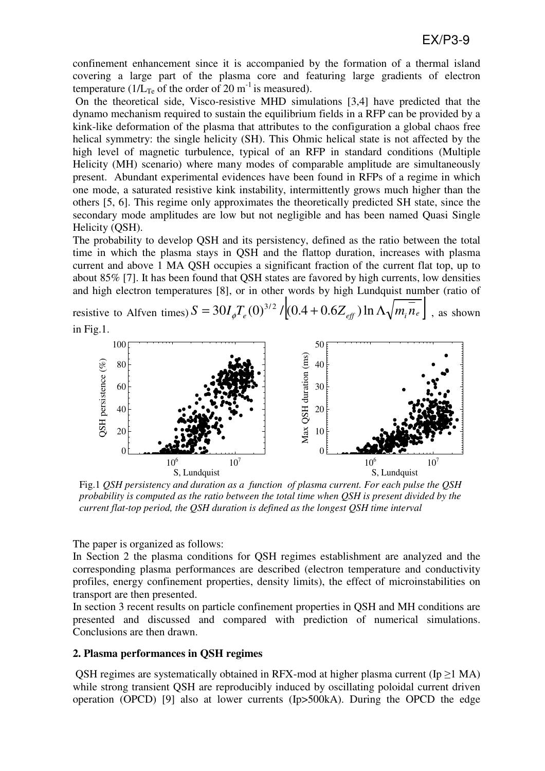confinement enhancement since it is accompanied by the formation of a thermal island covering a large part of the plasma core and featuring large gradients of electron temperature ($1/L_{Te}$ of the order of 20 $m^{-1}$ is measured).

On the theoretical side, Visco-resistive MHD simulations [3,4] have predicted that the dynamo mechanism required to sustain the equilibrium fields in a RFP can be provided by a kink-like deformation of the plasma that attributes to the configuration a global chaos free helical symmetry: the single helicity (SH). This Ohmic helical state is not affected by the high level of magnetic turbulence, typical of an RFP in standard conditions (Multiple Helicity (MH) scenario) where many modes of comparable amplitude are simultaneously present. Abundant experimental evidences have been found in RFPs of a regime in which one mode, a saturated resistive kink instability, intermittently grows much higher than the others [5, 6]. This regime only approximates the theoretically predicted SH state, since the secondary mode amplitudes are low but not negligible and has been named Quasi Single Helicity (QSH).

The probability to develop QSH and its persistency, defined as the ratio between the total time in which the plasma stays in QSH and the flattop duration, increases with plasma current and above 1 MA QSH occupies a significant fraction of the current flat top, up to about 85% [7]. It has been found that QSH states are favored by high currents, low densities and high electron temperatures [8], or in other words by high Lundquist number (ratio of resistive to Alfven times) $S = 30 I_\phi T_e(0)^{3/2} / \left[(0.4 + 0.6 Z_{eff}) \ln\Lambda \sqrt{m_i \bar{n}_e}\right]$, as shown in Fig.1.

Fig.1 *QSH persistency and duration as a function of plasma current. For each pulse the QSH probability is computed as the ratio between the total time when QSH is present divided by the current flat-top period, the QSH duration is defined as the longest QSH time interval*

The paper is organized as follows:

In Section 2 the plasma conditions for QSH regimes establishment are analyzed and the corresponding plasma performances are described (electron temperature and conductivity profiles, energy confinement properties, density limits), the effect of microinstabilities on transport are then presented.

In section 3 recent results on particle confinement properties in QSH and MH conditions are presented and discussed and compared with prediction of numerical simulations. Conclusions are then drawn.

## 2. Plasma performances in QSH regimes

QSH regimes are systematically obtained in RFX-mod at higher plasma current (Ip ≥1 MA) while strong transient QSH are reproducibly induced by oscillating poloidal current driven operation (OPCD) [9] also at lower currents (Ip>500kA). During the OPCD the edge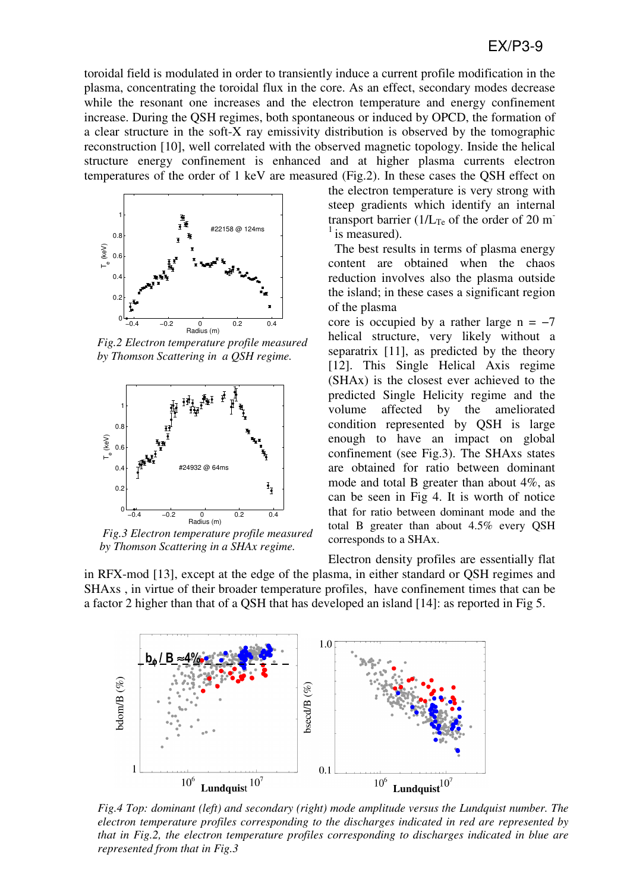toroidal field is modulated in order to transiently induce a current profile modification in the plasma, concentrating the toroidal flux in the core. As an effect, secondary modes decrease while the resonant one increases and the electron temperature and energy confinement increase. During the QSH regimes, both spontaneous or induced by OPCD, the formation of a clear structure in the soft-X ray emissivity distribution is observed by the tomographic reconstruction [10], well correlated with the observed magnetic topology. Inside the helical structure energy confinement is enhanced and at higher plasma currents electron temperatures of the order of 1 keV are measured (Fig.2). In these cases the QSH effect on the electron temperature is very strong with steep gradients which identify an internal transport barrier ($1/L_{Te}$ of the order of 20 $m^{-1}$ is measured).

*Fig.2 Electron temperature profile measured by Thomson Scattering in a QSH regime.*

The best results in terms of plasma energy content are obtained when the chaos reduction involves also the plasma outside the island; in these cases a significant region of the plasma core is occupied by a rather large n = −7 helical structure, very likely without a separatrix [11], as predicted by the theory [12]. This Single Helical Axis regime (SHAx) is the closest ever achieved to the predicted Single Helicity regime and the volume affected by the ameliorated condition represented by QSH is large enough to have an impact on global confinement (see Fig.3). The SHAxs states are obtained for ratio between dominant mode and total B greater than about 4%, as can be seen in Fig 4. It is worth of notice that for ratio between dominant mode and the total B greater than about 4.5% every QSH corresponds to a SHAx.

*Fig.3 Electron temperature profile measured by Thomson Scattering in a SHAx regime.*

Electron density profiles are essentially flat in RFX-mod [13], except at the edge of the plasma, in either standard or QSH regimes and SHAxs , in virtue of their broader temperature profiles, have confinement times that can be a factor 2 higher than that of a QSH that has developed an island [14]: as reported in Fig 5.

*Fig.4 Top: dominant (left) and secondary (right) mode amplitude versus the Lundquist number. The electron temperature profiles corresponding to the discharges indicated in red are represented by that in Fig.2, the electron temperature profiles corresponding to discharges indicated in blue are represented from that in Fig.3*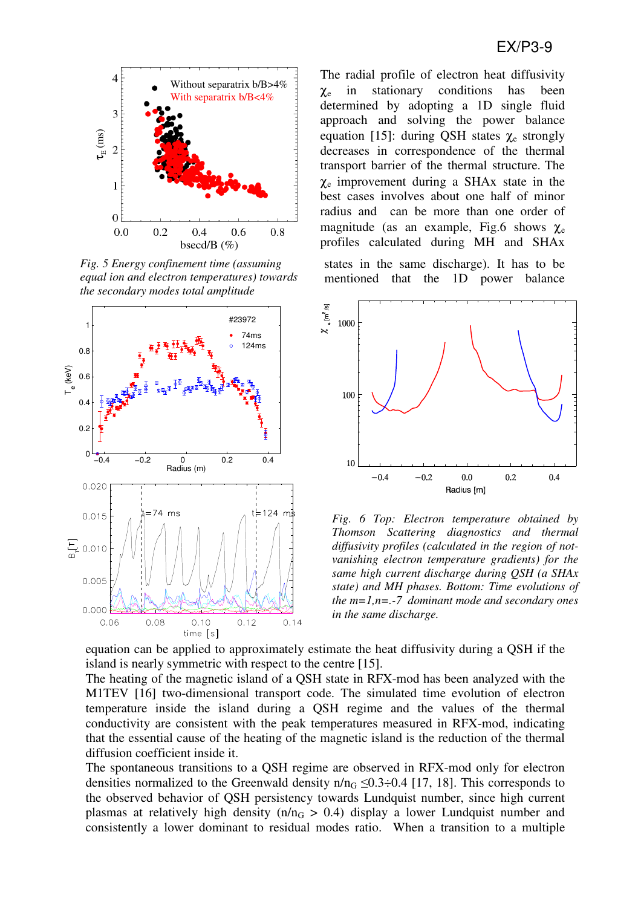*Fig. 5 Energy confinement time (assuming equal ion and electron temperatures) towards the secondary modes total amplitude*

The radial profile of electron heat diffusivity $\chi_e$ in stationary conditions has been determined by adopting a 1D single fluid approach and solving the power balance equation [15]: during QSH states $\chi_e$ strongly decreases in correspondence of the thermal transport barrier of the thermal structure. The $\chi_e$ improvement during a SHAx state in the best cases involves about one half of minor radius and can be more than one order of magnitude (as an example, Fig.6 shows $\chi_e$ profiles calculated during MH and SHAx states in the same discharge). It has to be mentioned that the 1D power balance equation can be applied to approximately estimate the heat diffusivity during a QSH if the island is nearly symmetric with respect to the centre [15].

*Fig. 6 Top: Electron temperature obtained by Thomson Scattering diagnostics and thermal diffusivity profiles (calculated in the region of not-vanishing electron temperature gradients) for the same high current discharge during QSH (a SHAx state) and MH phases. Bottom: Time evolutions of the m=1,n=.-7 dominant mode and secondary ones in the same discharge.*

The heating of the magnetic island of a QSH state in RFX-mod has been analyzed with the M1TEV [16] two-dimensional transport code. The simulated time evolution of electron temperature inside the island during a QSH regime and the values of the thermal conductivity are consistent with the peak temperatures measured in RFX-mod, indicating that the essential cause of the heating of the magnetic island is the reduction of the thermal diffusion coefficient inside it.

The spontaneous transitions to a QSH regime are observed in RFX-mod only for electron densities normalized to the Greenwald density $n/n_G \leq 0.3 \div 0.4$ [17, 18]. This corresponds to the observed behavior of QSH persistency towards Lundquist number, since high current plasmas at relatively high density ($n/n_G > 0.4$) display a lower Lundquist number and consistently a lower dominant to residual modes ratio. When a transition to a multiple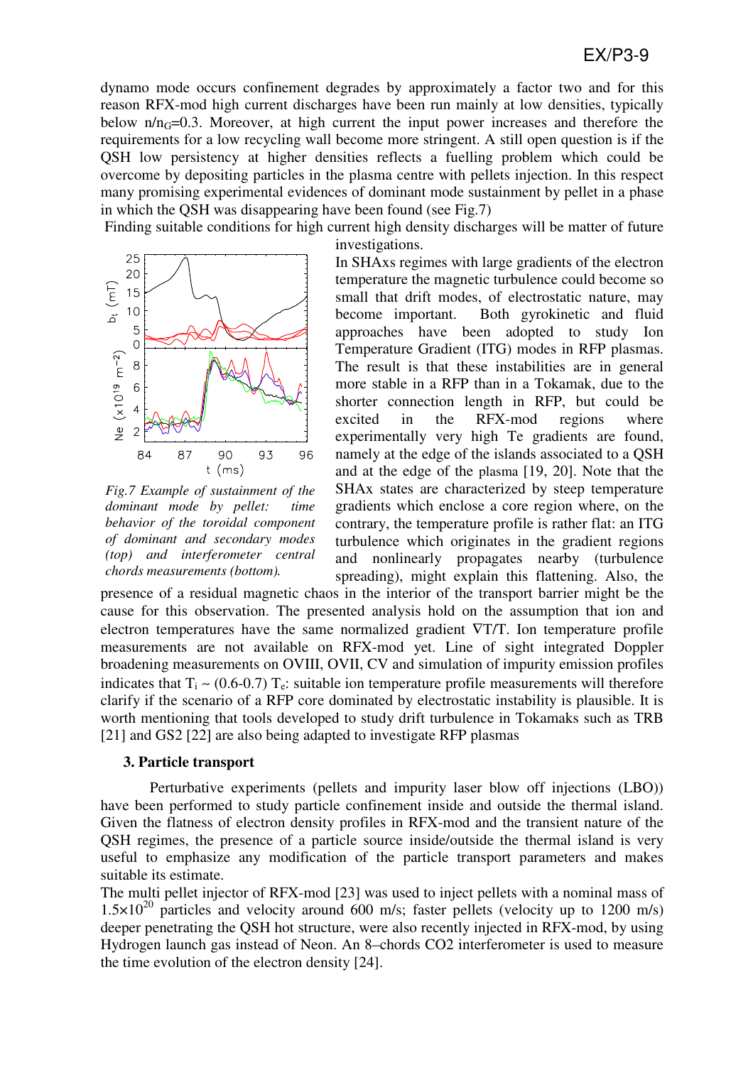dynamo mode occurs confinement degrades by approximately a factor two and for this reason RFX-mod high current discharges have been run mainly at low densities, typically below $n/n_G$=0.3. Moreover, at high current the input power increases and therefore the requirements for a low recycling wall become more stringent. A still open question is if the QSH low persistency at higher densities reflects a fuelling problem which could be overcome by depositing particles in the plasma centre with pellets injection. In this respect many promising experimental evidences of dominant mode sustainment by pellet in a phase in which the QSH was disappearing have been found (see Fig.7)

Finding suitable conditions for high current high density discharges will be matter of future investigations.

*Fig.7 Example of sustainment of the dominant mode by pellet: time behavior of the toroidal component of dominant and secondary modes (top) and interferometer central chords measurements (bottom).*

In SHAxs regimes with large gradients of the electron temperature the magnetic turbulence could become so small that drift modes, of electrostatic nature, may become important. Both gyrokinetic and fluid approaches have been adopted to study Ion Temperature Gradient (ITG) modes in RFP plasmas. The result is that these instabilities are in general more stable in a RFP than in a Tokamak, due to the shorter connection length in RFP, but could be excited in the RFX-mod regions where experimentally very high Te gradients are found, namely at the edge of the islands associated to a QSH and at the edge of the plasma [19, 20]. Note that the SHAx states are characterized by steep temperature gradients which enclose a core region where, on the contrary, the temperature profile is rather flat: an ITG turbulence which originates in the gradient regions and nonlinearly propagates nearby (turbulence spreading), might explain this flattening. Also, the presence of a residual magnetic chaos in the interior of the transport barrier might be the cause for this observation. The presented analysis hold on the assumption that ion and electron temperatures have the same normalized gradient $\nabla T/T$. Ion temperature profile measurements are not available on RFX-mod yet. Line of sight integrated Doppler broadening measurements on OVIII, OVII, CV and simulation of impurity emission profiles indicates that $T_i \sim (0.6\text{-}0.7)\ T_e$: suitable ion temperature profile measurements will therefore clarify if the scenario of a RFP core dominated by electrostatic instability is plausible. It is worth mentioning that tools developed to study drift turbulence in Tokamaks such as TRB [21] and GS2 [22] are also being adapted to investigate RFP plasmas

## 3. Particle transport

Perturbative experiments (pellets and impurity laser blow off injections (LBO)) have been performed to study particle confinement inside and outside the thermal island. Given the flatness of electron density profiles in RFX-mod and the transient nature of the QSH regimes, the presence of a particle source inside/outside the thermal island is very useful to emphasize any modification of the particle transport parameters and makes suitable its estimate.

The multi pellet injector of RFX-mod [23] was used to inject pellets with a nominal mass of $1.5\times10^{20}$ particles and velocity around 600 m/s; faster pellets (velocity up to 1200 m/s) deeper penetrating the QSH hot structure, were also recently injected in RFX-mod, by using Hydrogen launch gas instead of Neon. An 8–chords CO2 interferometer is used to measure the time evolution of the electron density [24].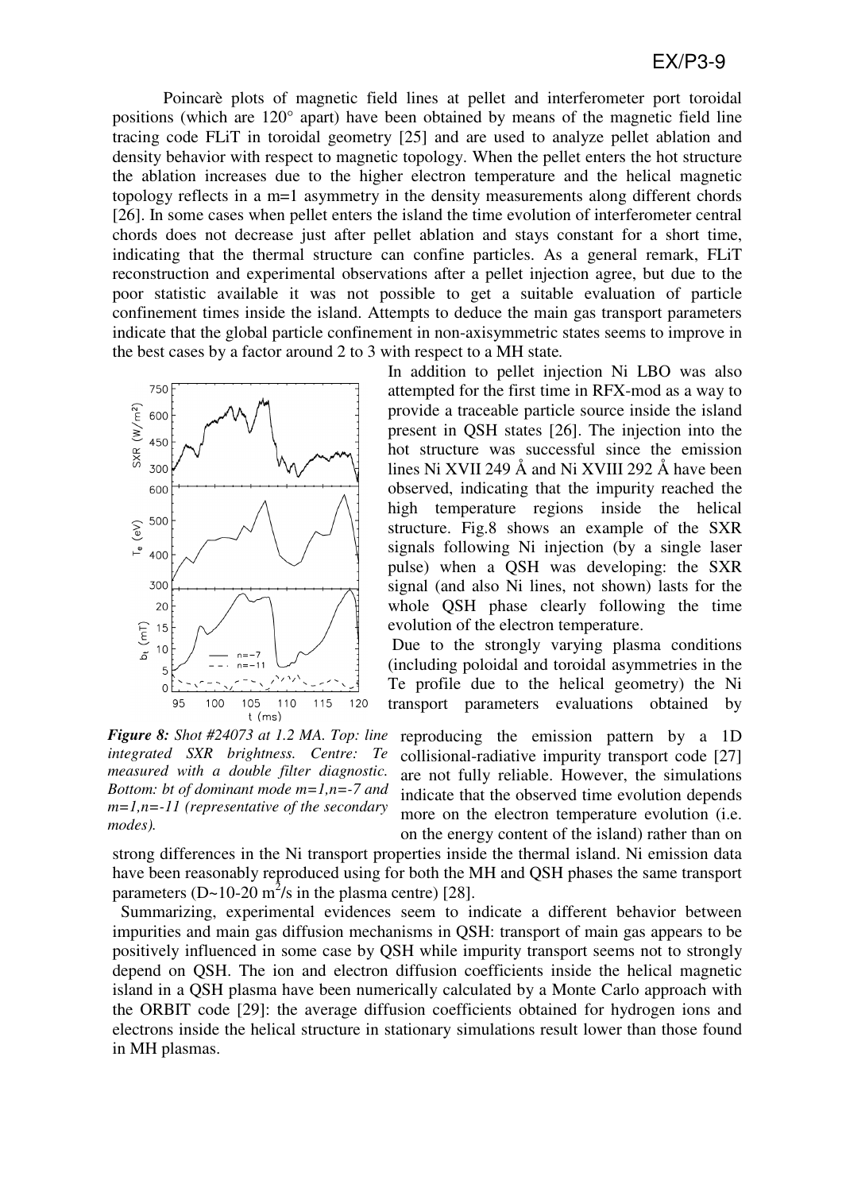Poincarè plots of magnetic field lines at pellet and interferometer port toroidal positions (which are 120° apart) have been obtained by means of the magnetic field line tracing code FLiT in toroidal geometry [25] and are used to analyze pellet ablation and density behavior with respect to magnetic topology. When the pellet enters the hot structure the ablation increases due to the higher electron temperature and the helical magnetic topology reflects in a m=1 asymmetry in the density measurements along different chords [26]. In some cases when pellet enters the island the time evolution of interferometer central chords does not decrease just after pellet ablation and stays constant for a short time, indicating that the thermal structure can confine particles. As a general remark, FLiT reconstruction and experimental observations after a pellet injection agree, but due to the poor statistic available it was not possible to get a suitable evaluation of particle confinement times inside the island. Attempts to deduce the main gas transport parameters indicate that the global particle confinement in non-axisymmetric states seems to improve in the best cases by a factor around 2 to 3 with respect to a MH state.

In addition to pellet injection Ni LBO was also attempted for the first time in RFX-mod as a way to provide a traceable particle source inside the island present in QSH states [26]. The injection into the hot structure was successful since the emission lines Ni XVII 249 Å and Ni XVIII 292 Å have been observed, indicating that the impurity reached the high temperature regions inside the helical structure. Fig.8 shows an example of the SXR signals following Ni injection (by a single laser pulse) when a QSH was developing: the SXR signal (and also Ni lines, not shown) lasts for the whole QSH phase clearly following the time evolution of the electron temperature.

*Figure 8: Shot #24073 at 1.2 MA. Top: line integrated SXR brightness. Centre: Te measured with a double filter diagnostic. Bottom: bt of dominant mode m=1,n=-7 and m=1,n=-11 (representative of the secondary modes).*

Due to the strongly varying plasma conditions (including poloidal and toroidal asymmetries in the Te profile due to the helical geometry) the Ni transport parameters evaluations obtained by reproducing the emission pattern by a 1D collisional-radiative impurity transport code [27] are not fully reliable. However, the simulations indicate that the observed time evolution depends more on the electron temperature evolution (i.e. on the energy content of the island) rather than on strong differences in the Ni transport properties inside the thermal island. Ni emission data have been reasonably reproduced using for both the MH and QSH phases the same transport parameters (D~10-20 $m^2$/s in the plasma centre) [28].

Summarizing, experimental evidences seem to indicate a different behavior between impurities and main gas diffusion mechanisms in QSH: transport of main gas appears to be positively influenced in some case by QSH while impurity transport seems not to strongly depend on QSH. The ion and electron diffusion coefficients inside the helical magnetic island in a QSH plasma have been numerically calculated by a Monte Carlo approach with the ORBIT code [29]: the average diffusion coefficients obtained for hydrogen ions and electrons inside the helical structure in stationary simulations result lower than those found in MH plasmas.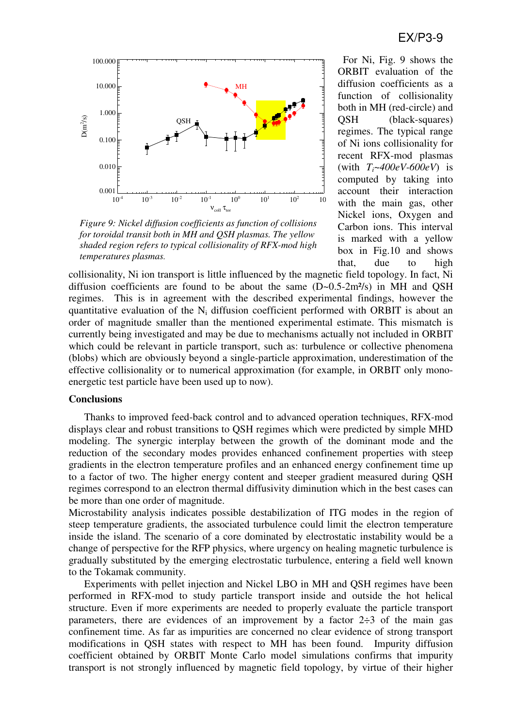Figure 9: Nickel diffusion coefficients as function of collisions for toroidal transit both in MH and QSH plasmas. The yellow shaded region refers to typical collisionality of RFX-mod high temperatures plasmas.

For Ni, Fig. 9 shows the ORBIT evaluation of the diffusion coefficients as a function of collisionality both in MH (red-circle) and QSH (black-squares) regimes. The typical range of Ni ions collisionality for recent RFX-mod plasmas (with $T_i$~*400eV-600eV*) is computed by taking into account their interaction with the main gas, other Nickel ions, Oxygen and Carbon ions. This interval is marked with a yellow box in Fig.10 and shows that, due to high collisionality, Ni ion transport is little influenced by the magnetic field topology. In fact, Ni diffusion coefficients are found to be about the same (D~0.5-2m²/s) in MH and QSH regimes. This is in agreement with the described experimental findings, however the quantitative evaluation of the $N_i$ diffusion coefficient performed with ORBIT is about an order of magnitude smaller than the mentioned experimental estimate. This mismatch is currently being investigated and may be due to mechanisms actually not included in ORBIT which could be relevant in particle transport, such as: turbulence or collective phenomena (blobs) which are obviously beyond a single-particle approximation, underestimation of the effective collisionality or to numerical approximation (for example, in ORBIT only mono-energetic test particle have been used up to now).

**Conclusions**

Thanks to improved feed-back control and to advanced operation techniques, RFX-mod displays clear and robust transitions to QSH regimes which were predicted by simple MHD modeling. The synergic interplay between the growth of the dominant mode and the reduction of the secondary modes provides enhanced confinement properties with steep gradients in the electron temperature profiles and an enhanced energy confinement time up to a factor of two. The higher energy content and steeper gradient measured during QSH regimes correspond to an electron thermal diffusivity diminution which in the best cases can be more than one order of magnitude.

Microstability analysis indicates possible destabilization of ITG modes in the region of steep temperature gradients, the associated turbulence could limit the electron temperature inside the island. The scenario of a core dominated by electrostatic instability would be a change of perspective for the RFP physics, where urgency on healing magnetic turbulence is gradually substituted by the emerging electrostatic turbulence, entering a field well known to the Tokamak community.

Experiments with pellet injection and Nickel LBO in MH and QSH regimes have been performed in RFX-mod to study particle transport inside and outside the hot helical structure. Even if more experiments are needed to properly evaluate the particle transport parameters, there are evidences of an improvement by a factor 2÷3 of the main gas confinement time. As far as impurities are concerned no clear evidence of strong transport modifications in QSH states with respect to MH has been found. Impurity diffusion coefficient obtained by ORBIT Monte Carlo model simulations confirms that impurity transport is not strongly influenced by magnetic field topology, by virtue of their higher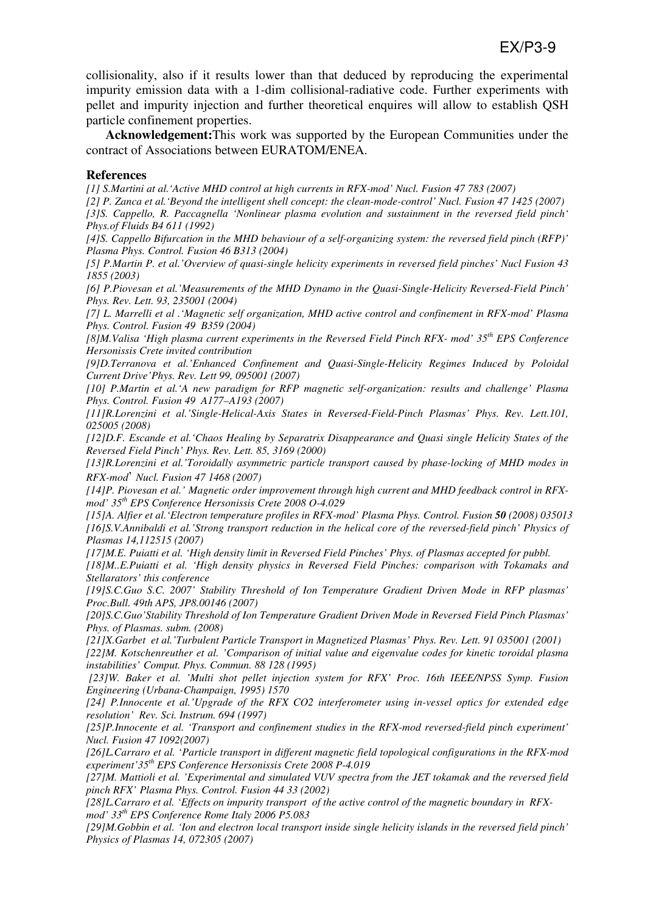collisionality, also if it results lower than that deduced by reproducing the experimental impurity emission data with a 1-dim collisional-radiative code. Further experiments with pellet and impurity injection and further theoretical enquires will allow to establish QSH particle confinement properties.

**Acknowledgement:**This work was supported by the European Communities under the contract of Associations between EURATOM/ENEA.

## References

*[1] S.Martini at al.'Active MHD control at high currents in RFX-mod' Nucl. Fusion 47 783 (2007)*

*[2] P. Zanca et al.'Beyond the intelligent shell concept: the clean-mode-control' Nucl. Fusion 47 1425 (2007)*

*[3]S. Cappello, R. Paccagnella 'Nonlinear plasma evolution and sustainment in the reversed field pinch' Phys.of Fluids B4 611 (1992)*

*[4]S. Cappello Bifurcation in the MHD behaviour of a self-organizing system: the reversed field pinch (RFP)' Plasma Phys. Control. Fusion 46 B313 (2004)*

*[5] P.Martin P. et al.'Overview of quasi-single helicity experiments in reversed field pinches' Nucl Fusion 43 1855 (2003)*

*[6] P.Piovesan et al.'Measurements of the MHD Dynamo in the Quasi-Single-Helicity Reversed-Field Pinch' Phys. Rev. Lett. 93, 235001 (2004)*

*[7] L. Marrelli et al .'Magnetic self organization, MHD active control and confinement in RFX-mod' Plasma Phys. Control. Fusion 49 B359 (2004)*

*[8]M.Valisa 'High plasma current experiments in the Reversed Field Pinch RFX- mod' 35th EPS Conference Hersonissis Crete invited contribution*

*[9]D.Terranova et al.'Enhanced Confinement and Quasi-Single-Helicity Regimes Induced by Poloidal Current Drive'Phys. Rev. Lett 99, 095001 (2007)*

*[10] P.Martin et al.'A new paradigm for RFP magnetic self-organization: results and challenge' Plasma Phys. Control. Fusion 49 A177–A193 (2007)*

*[11]R.Lorenzini et al.'Single-Helical-Axis States in Reversed-Field-Pinch Plasmas' Phys. Rev. Lett.101, 025005 (2008)*

*[12]D.F. Escande et al.'Chaos Healing by Separatrix Disappearance and Quasi single Helicity States of the Reversed Field Pinch' Phys. Rev. Lett. 85, 3169 (2000)*

*[13]R.Lorenzini et al.'Toroidally asymmetric particle transport caused by phase-locking of MHD modes in RFX-mod' Nucl. Fusion 47 1468 (2007)*

*[14]P. Piovesan et al.' Magnetic order improvement through high current and MHD feedback control in RFX-mod' 35th EPS Conference Hersonissis Crete 2008 O-4.029*

*[15]A. Alfier et al.'Electron temperature profiles in RFX-mod' Plasma Phys. Control. Fusion **50** (2008) 035013*

*[16]S.V.Annibaldi et al.'Strong transport reduction in the helical core of the reversed-field pinch' Physics of Plasmas 14,112515 (2007)*

*[17]M.E. Puiatti et al. 'High density limit in Reversed Field Pinches' Phys. of Plasmas accepted for pubbl.*

*[18]M..E.Puiatti et al. 'High density physics in Reversed Field Pinches: comparison with Tokamaks and Stellarators' this conference*

*[19]S.C.Guo S.C. 2007' Stability Threshold of Ion Temperature Gradient Driven Mode in RFP plasmas' Proc.Bull. 49th APS, JP8.00146 (2007)*

*[20]S.C.Guo'Stability Threshold of Ion Temperature Gradient Driven Mode in Reversed Field Pinch Plasmas' Phys. of Plasmas. subm. (2008)*

*[21]X.Garbet et al.'Turbulent Particle Transport in Magnetized Plasmas' Phys. Rev. Lett. 91 035001 (2001)*

*[22]M. Kotschenreuther et al. 'Comparison of initial value and eigenvalue codes for kinetic toroidal plasma instabilities' Comput. Phys. Commun. 88 128 (1995)*

*[23]W. Baker et al. 'Multi shot pellet injection system for RFX' Proc. 16th IEEE/NPSS Symp. Fusion Engineering (Urbana-Champaign, 1995) 1570*

*[24] P.Innocente et al.'Upgrade of the RFX CO2 interferometer using in-vessel optics for extended edge resolution' Rev. Sci. Instrum. 694 (1997)*

*[25]P.Innocente et al. 'Transport and confinement studies in the RFX-mod reversed-field pinch experiment' Nucl. Fusion 47 1092(2007)*

*[26]L.Carraro et al. 'Particle transport in different magnetic field topological configurations in the RFX-mod experiment'35th EPS Conference Hersonissis Crete 2008 P-4.019*

*[27]M. Mattioli et al. 'Experimental and simulated VUV spectra from the JET tokamak and the reversed field pinch RFX' Plasma Phys. Control. Fusion 44 33 (2002)*

*[28]L.Carraro et al. 'Effects on impurity transport of the active control of the magnetic boundary in RFX-mod' 33th EPS Conference Rome Italy 2006 P5.083*

*[29]M.Gobbin et al. 'Ion and electron local transport inside single helicity islands in the reversed field pinch' Physics of Plasmas 14, 072305 (2007)*